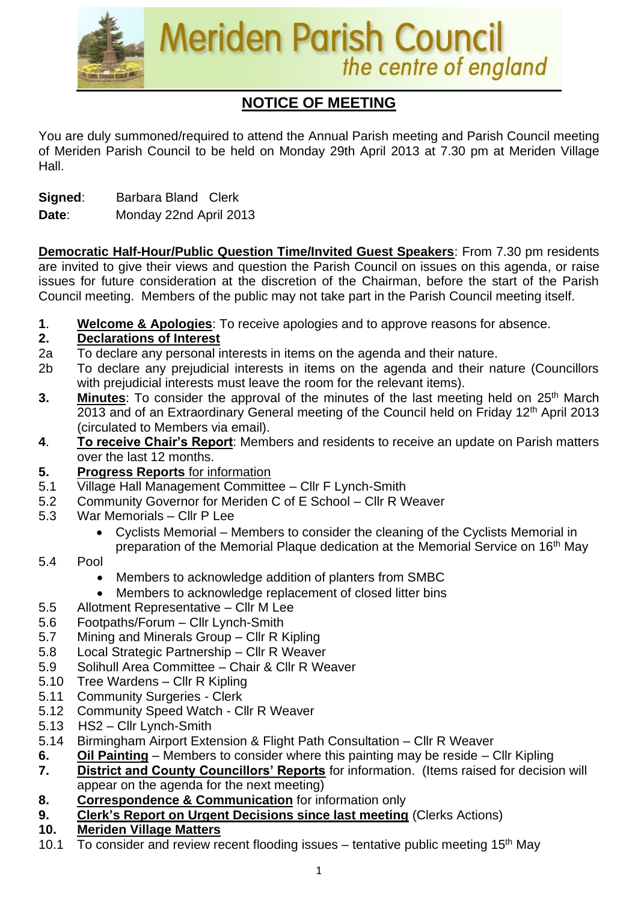# Meriden Parish Council

*the centre of england*

## NOTICE OF MEETING

You are duly summoned/required to attend the Annual Parish meeting and Parish Council meeting of Meriden Parish Council to be held on Monday 29th April 2013 at 7.30 pm at Meriden Village Hall.

**Signed**: Barbara Bland Clerk
**Date**: Monday 22nd April 2013

**Democratic Half-Hour/Public Question Time/Invited Guest Speakers**: From 7.30 pm residents are invited to give their views and question the Parish Council on issues on this agenda, or raise issues for future consideration at the discretion of the Chairman, before the start of the Parish Council meeting. Members of the public may not take part in the Parish Council meeting itself.

**1**. **Welcome & Apologies**: To receive apologies and to approve reasons for absence.

**2. Declarations of Interest**

2a To declare any personal interests in items on the agenda and their nature.

2b To declare any prejudicial interests in items on the agenda and their nature (Councillors with prejudicial interests must leave the room for the relevant items).

**3. Minutes**: To consider the approval of the minutes of the last meeting held on 25th March 2013 and of an Extraordinary General meeting of the Council held on Friday 12th April 2013 (circulated to Members via email).

**4**. **To receive Chair's Report**: Members and residents to receive an update on Parish matters over the last 12 months.

**5. Progress Reports** for information

5.1 Village Hall Management Committee – Cllr F Lynch-Smith

5.2 Community Governor for Meriden C of E School – Cllr R Weaver

5.3 War Memorials – Cllr P Lee

- Cyclists Memorial – Members to consider the cleaning of the Cyclists Memorial in preparation of the Memorial Plaque dedication at the Memorial Service on 16th May

5.4 Pool

- Members to acknowledge addition of planters from SMBC
- Members to acknowledge replacement of closed litter bins

5.5 Allotment Representative – Cllr M Lee

5.6 Footpaths/Forum – Cllr Lynch-Smith

5.7 Mining and Minerals Group – Cllr R Kipling

5.8 Local Strategic Partnership – Cllr R Weaver

5.9 Solihull Area Committee – Chair & Cllr R Weaver

5.10 Tree Wardens – Cllr R Kipling

5.11 Community Surgeries - Clerk

5.12 Community Speed Watch - Cllr R Weaver

5.13 HS2 – Cllr Lynch-Smith

5.14 Birmingham Airport Extension & Flight Path Consultation – Cllr R Weaver

**6. Oil Painting** – Members to consider where this painting may be reside – Cllr Kipling

**7. District and County Councillors' Reports** for information. (Items raised for decision will appear on the agenda for the next meeting)

**8. Correspondence & Communication** for information only

**9. Clerk's Report on Urgent Decisions since last meeting** (Clerks Actions)

**10. Meriden Village Matters**

10.1 To consider and review recent flooding issues – tentative public meeting 15th May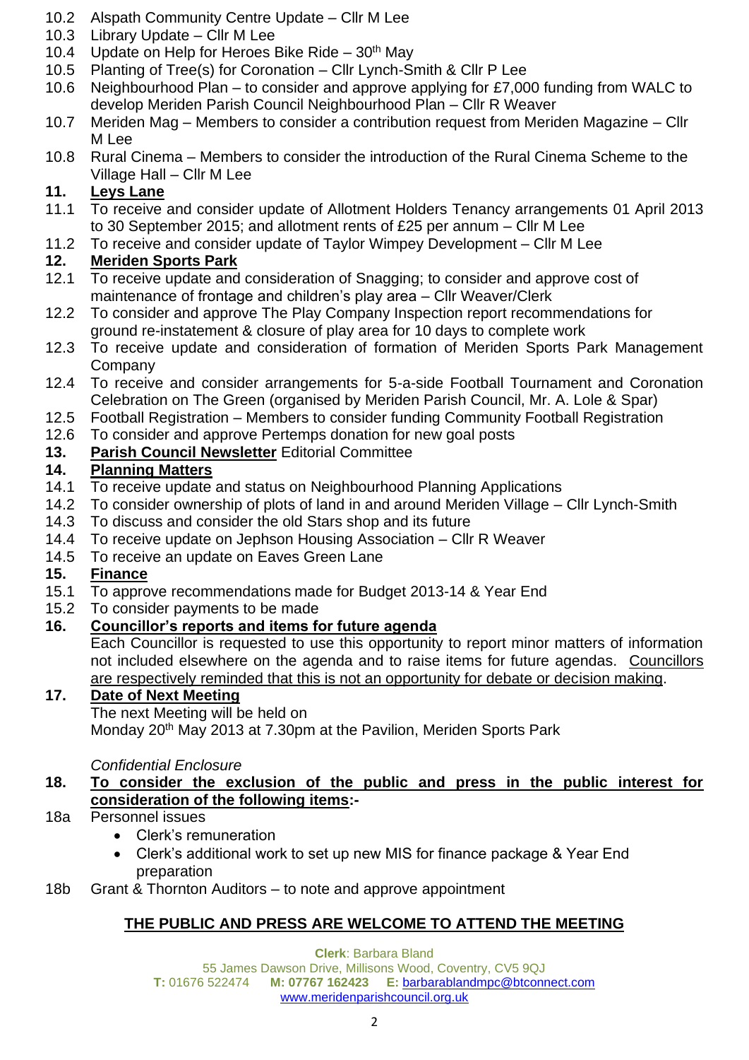10.2 Alspath Community Centre Update – Cllr M Lee

10.3 Library Update – Cllr M Lee

10.4 Update on Help for Heroes Bike Ride – 30th May

10.5 Planting of Tree(s) for Coronation – Cllr Lynch-Smith & Cllr P Lee

10.6 Neighbourhood Plan – to consider and approve applying for £7,000 funding from WALC to develop Meriden Parish Council Neighbourhood Plan – Cllr R Weaver

10.7 Meriden Mag – Members to consider a contribution request from Meriden Magazine – Cllr M Lee

10.8 Rural Cinema – Members to consider the introduction of the Rural Cinema Scheme to the Village Hall – Cllr M Lee

**11. <u>Leys Lane</u>**

11.1 To receive and consider update of Allotment Holders Tenancy arrangements 01 April 2013 to 30 September 2015; and allotment rents of £25 per annum – Cllr M Lee

11.2 To receive and consider update of Taylor Wimpey Development – Cllr M Lee

**12. <u>Meriden Sports Park</u>**

12.1 To receive update and consideration of Snagging; to consider and approve cost of maintenance of frontage and children's play area – Cllr Weaver/Clerk

12.2 To consider and approve The Play Company Inspection report recommendations for ground re-instatement & closure of play area for 10 days to complete work

12.3 To receive update and consideration of formation of Meriden Sports Park Management Company

12.4 To receive and consider arrangements for 5-a-side Football Tournament and Coronation Celebration on The Green (organised by Meriden Parish Council, Mr. A. Lole & Spar)

12.5 Football Registration – Members to consider funding Community Football Registration

12.6 To consider and approve Pertemps donation for new goal posts

**13. <u>Parish Council Newsletter</u>** Editorial Committee

**14. <u>Planning Matters</u>**

14.1 To receive update and status on Neighbourhood Planning Applications

14.2 To consider ownership of plots of land in and around Meriden Village – Cllr Lynch-Smith

14.3 To discuss and consider the old Stars shop and its future

14.4 To receive update on Jephson Housing Association – Cllr R Weaver

14.5 To receive an update on Eaves Green Lane

**15. <u>Finance</u>**

15.1 To approve recommendations made for Budget 2013-14 & Year End

15.2 To consider payments to be made

**16. <u>Councillor's reports and items for future agenda</u>**

Each Councillor is requested to use this opportunity to report minor matters of information not included elsewhere on the agenda and to raise items for future agendas. <u>Councillors are respectively reminded that this is not an opportunity for debate or decision making</u>.

**17. <u>Date of Next Meeting</u>**

The next Meeting will be held on
Monday 20th May 2013 at 7.30pm at the Pavilion, Meriden Sports Park

*Confidential Enclosure*

**18. <u>To consider the exclusion of the public and press in the public interest for consideration of the following items</u>:-**

18a Personnel issues

- Clerk's remuneration
- Clerk's additional work to set up new MIS for finance package & Year End preparation

18b Grant & Thornton Auditors – to note and approve appointment

**<u>THE PUBLIC AND PRESS ARE WELCOME TO ATTEND THE MEETING</u>**

**Clerk**: Barbara Bland
55 James Dawson Drive, Millisons Wood, Coventry, CV5 9QJ
**T:** 01676 522474 **M: 07767 162423 E:** barbarablandmpc@btconnect.com
www.meridenparishcouncil.org.uk